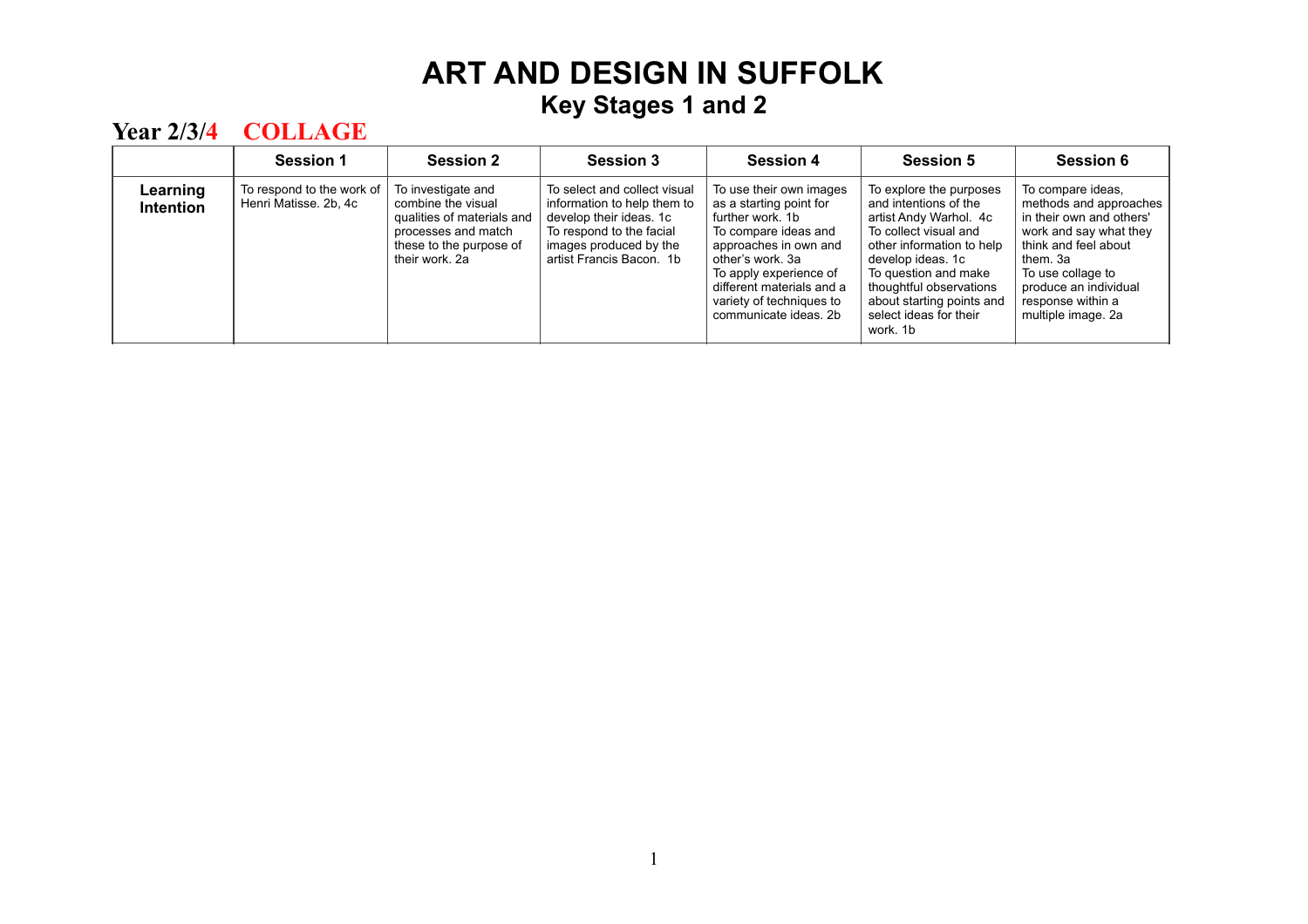# ART AND DESIGN IN SUFFOLK

## Key Stages 1 and 2

## Year 2/3/4 COLLAGE

| | Session 1 | Session 2 | Session 3 | Session 4 | Session 5 | Session 6 |
|---|---|---|---|---|---|---|
| **Learning Intention** | To respond to the work of Henri Matisse. 2b, 4c | To investigate and combine the visual qualities of materials and processes and match these to the purpose of their work. 2a | To select and collect visual information to help them to develop their ideas. 1c<br>To respond to the facial images produced by the artist Francis Bacon. 1b | To use their own images as a starting point for further work. 1b<br>To compare ideas and approaches in own and other's work. 3a<br>To apply experience of different materials and a variety of techniques to communicate ideas. 2b | To explore the purposes and intentions of the artist Andy Warhol. 4c<br>To collect visual and other information to help develop ideas. 1c<br>To question and make thoughtful observations about starting points and select ideas for their work. 1b | To compare ideas, methods and approaches in their own and others' work and say what they think and feel about them. 3a<br>To use collage to produce an individual response within a multiple image. 2a |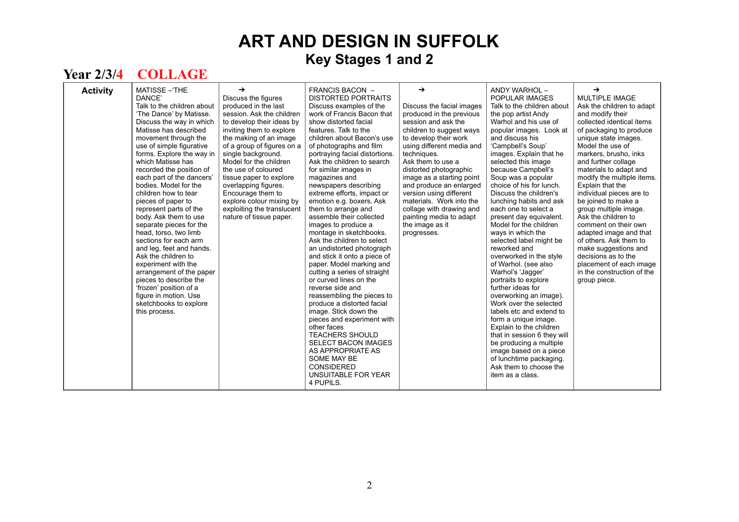# ART AND DESIGN IN SUFFOLK

## Key Stages 1 and 2

### Year 2/3/4 COLLAGE

| Activity | MATISSE –'THE DANCE' Talk to the children about 'The Dance' by Matisse. Discuss the way in which Matisse has described movement through the use of simple figurative forms. Explore the way in which Matisse has recorded the position of each part of the dancers' bodies. Model for the children how to tear pieces of paper to represent parts of the body. Ask them to use separate pieces for the head, torso, two limb sections for each arm and leg, feet and hands. Ask the children to experiment with the arrangement of the paper pieces to describe the 'frozen' position of a figure in motion. Use sketchbooks to explore this process. | ➔ Discuss the figures produced in the last session. Ask the children to develop their ideas by inviting them to explore the making of an image of a group of figures on a single background. Model for the children the use of coloured tissue paper to explore overlapping figures. Encourage them to explore colour mixing by exploiting the translucent nature of tissue paper. | FRANCIS BACON – DISTORTED PORTRAITS Discuss examples of the work of Francis Bacon that show distorted facial features. Talk to the children about Bacon's use of photographs and film portraying facial distortions. Ask the children to search for similar images in magazines and newspapers describing extreme efforts, impact or emotion e.g. boxers. Ask them to arrange and assemble their collected images to produce a montage in sketchbooks. Ask the children to select an undistorted photograph and stick it onto a piece of paper. Model marking and cutting a series of straight or curved lines on the reverse side and reassembling the pieces to produce a distorted facial image. Stick down the pieces and experiment with other faces TEACHERS SHOULD SELECT BACON IMAGES AS APPROPRIATE AS SOME MAY BE CONSIDERED UNSUITABLE FOR YEAR 4 PUPILS. | ➔ Discuss the facial images produced in the previous session and ask the children to suggest ways to develop their work using different media and techniques. Ask them to use a distorted photographic image as a starting point and produce an enlarged version using different materials. Work into the collage with drawing and painting media to adapt the image as it progresses. | ANDY WARHOL – POPULAR IMAGES Talk to the children about the pop artist Andy Warhol and his use of popular images. Look at and discuss his 'Campbell's Soup' images. Explain that he selected this image because Campbell's Soup was a popular choice of his for lunch. Discuss the children's lunching habits and ask each one to select a present day equivalent. Model for the children ways in which the selected label might be reworked and overworked in the style of Warhol. (see also Warhol's 'Jagger' portraits to explore further ideas for overworking an image). Work over the selected labels etc and extend to form a unique image. Explain to the children that in session 6 they will be producing a multiple image based on a piece of lunchtime packaging. Ask them to choose the item as a class. | ➔ MULTIPLE IMAGE Ask the children to adapt and modify their collected identical items of packaging to produce unique state images. Model the use of markers, brusho, inks and further collage materials to adapt and modify the multiple items. Explain that the individual pieces are to be joined to make a group multiple image. Ask the children to comment on their own adapted image and that of others. Ask them to make suggestions and decisions as to the placement of each image in the construction of the group piece. |
|---|---|---|---|---|---|---|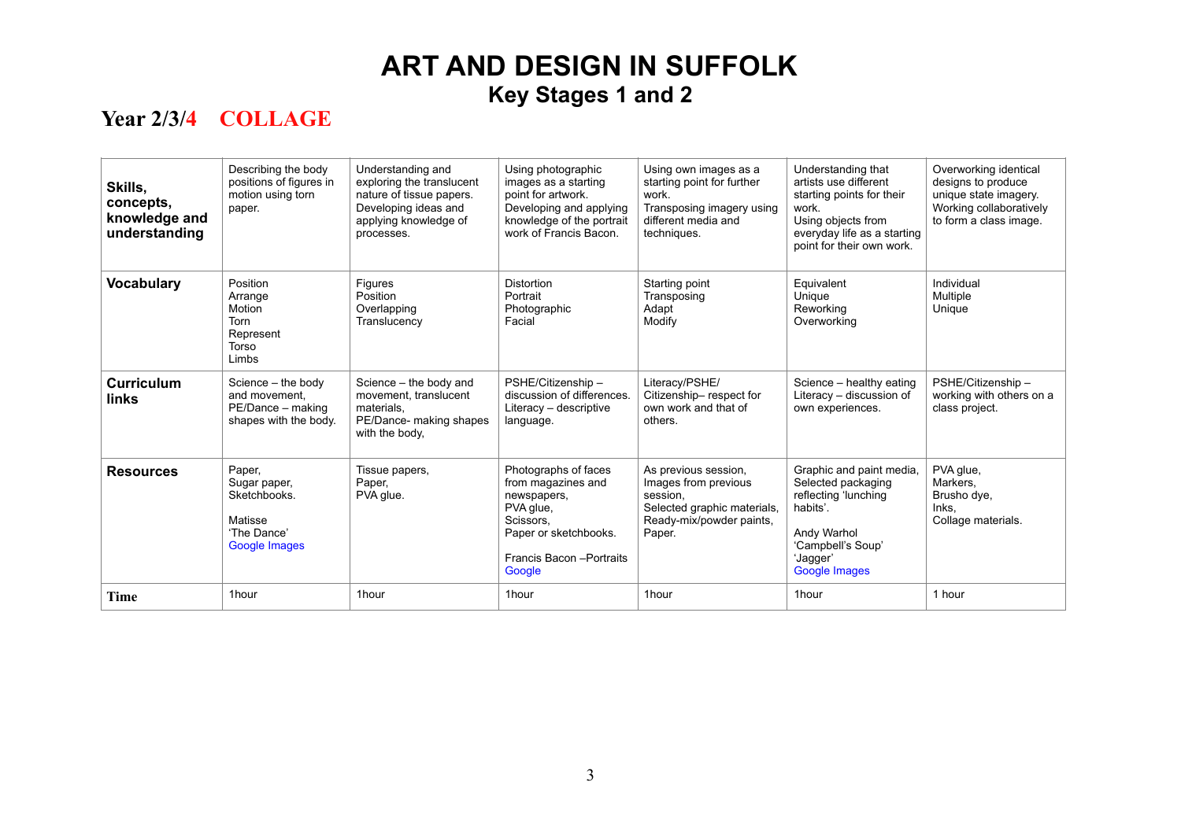# ART AND DESIGN IN SUFFOLK

## Key Stages 1 and 2

### Year 2/3/4 COLLAGE

| **Skills, concepts, knowledge and understanding** | Describing the body positions of figures in motion using torn paper. | Understanding and exploring the translucent nature of tissue papers. Developing ideas and applying knowledge of processes. | Using photographic images as a starting point for artwork. Developing and applying knowledge of the portrait work of Francis Bacon. | Using own images as a starting point for further work. Transposing imagery using different media and techniques. | Understanding that artists use different starting points for their work. Using objects from everyday life as a starting point for their own work. | Overworking identical designs to produce unique state imagery. Working collaboratively to form a class image. |
|---|---|---|---|---|---|---|
| **Vocabulary** | Position<br>Arrange<br>Motion<br>Torn<br>Represent<br>Torso<br>Limbs | Figures<br>Position<br>Overlapping<br>Translucency | Distortion<br>Portrait<br>Photographic<br>Facial | Starting point<br>Transposing<br>Adapt<br>Modify | Equivalent<br>Unique<br>Reworking<br>Overworking | Individual<br>Multiple<br>Unique |
| **Curriculum links** | Science – the body and movement,<br>PE/Dance – making shapes with the body. | Science – the body and movement, translucent materials,<br>PE/Dance- making shapes with the body, | PSHE/Citizenship – discussion of differences.<br>Literacy – descriptive language. | Literacy/PSHE/ Citizenship– respect for own work and that of others. | Science – healthy eating<br>Literacy – discussion of own experiences. | PSHE/Citizenship – working with others on a class project. |
| **Resources** | Paper,<br>Sugar paper,<br>Sketchbooks.<br><br>Matisse<br>'The Dance'<br>Google Images | Tissue papers,<br>Paper,<br>PVA glue. | Photographs of faces from magazines and newspapers,<br>PVA glue,<br>Scissors,<br>Paper or sketchbooks.<br><br>Francis Bacon –Portraits<br>Google | As previous session,<br>Images from previous session,<br>Selected graphic materials,<br>Ready-mix/powder paints,<br>Paper. | Graphic and paint media,<br>Selected packaging reflecting 'lunching habits'.<br><br>Andy Warhol<br>'Campbell's Soup'<br>'Jagger'<br>Google Images | PVA glue,<br>Markers,<br>Brusho dye,<br>Inks,<br>Collage materials. |
| **Time** | 1hour | 1hour | 1hour | 1hour | 1hour | 1 hour |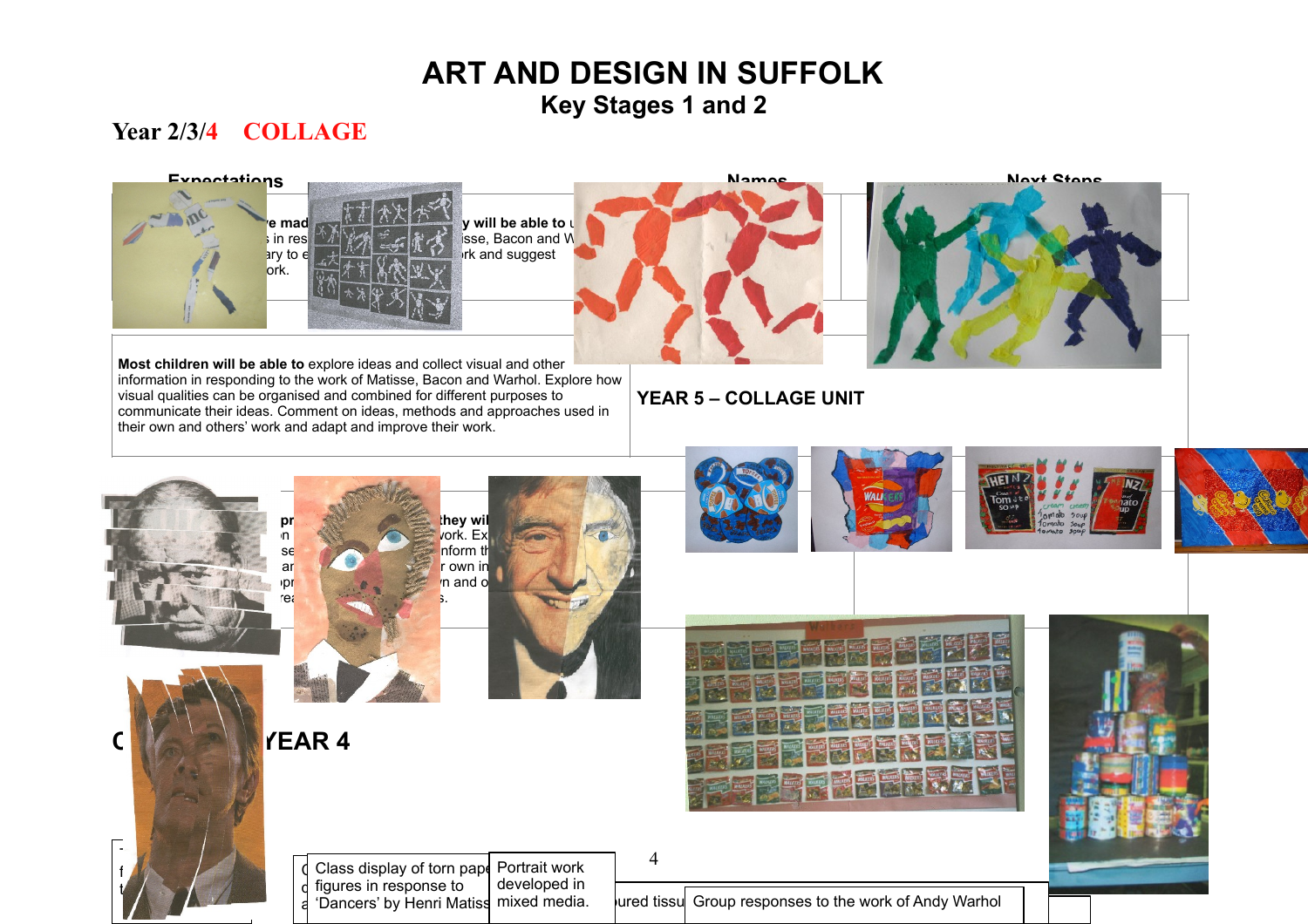# ART AND DESIGN IN SUFFOLK

## Key Stages 1 and 2

### Year 2/3/4 COLLAGE

| Expectations | Names | Next Steps |
|---|---|---|
| ...e mad... in res... ary to e... ork. ...y will be able to ... isse, Bacon and W... rk and suggest | | |
| **Most children will be able to** explore ideas and collect visual and other information in responding to the work of Matisse, Bacon and Warhol. Explore how visual qualities can be organised and combined for different purposes to communicate their ideas. Comment on ideas, methods and approaches used in their own and others' work and adapt and improve their work. | | |
| pr... n... se... ar... pr... rea... they wil... work. Ex... nform th... r own in... n and o... s. | | |

YEAR 5 – COLLAGE UNIT

C... YEAR 4

Class display of torn paper figures in response to 'Dancers' by Henri Matisse

Portrait work developed in mixed media.

...ured tissu...

Group responses to the work of Andy Warhol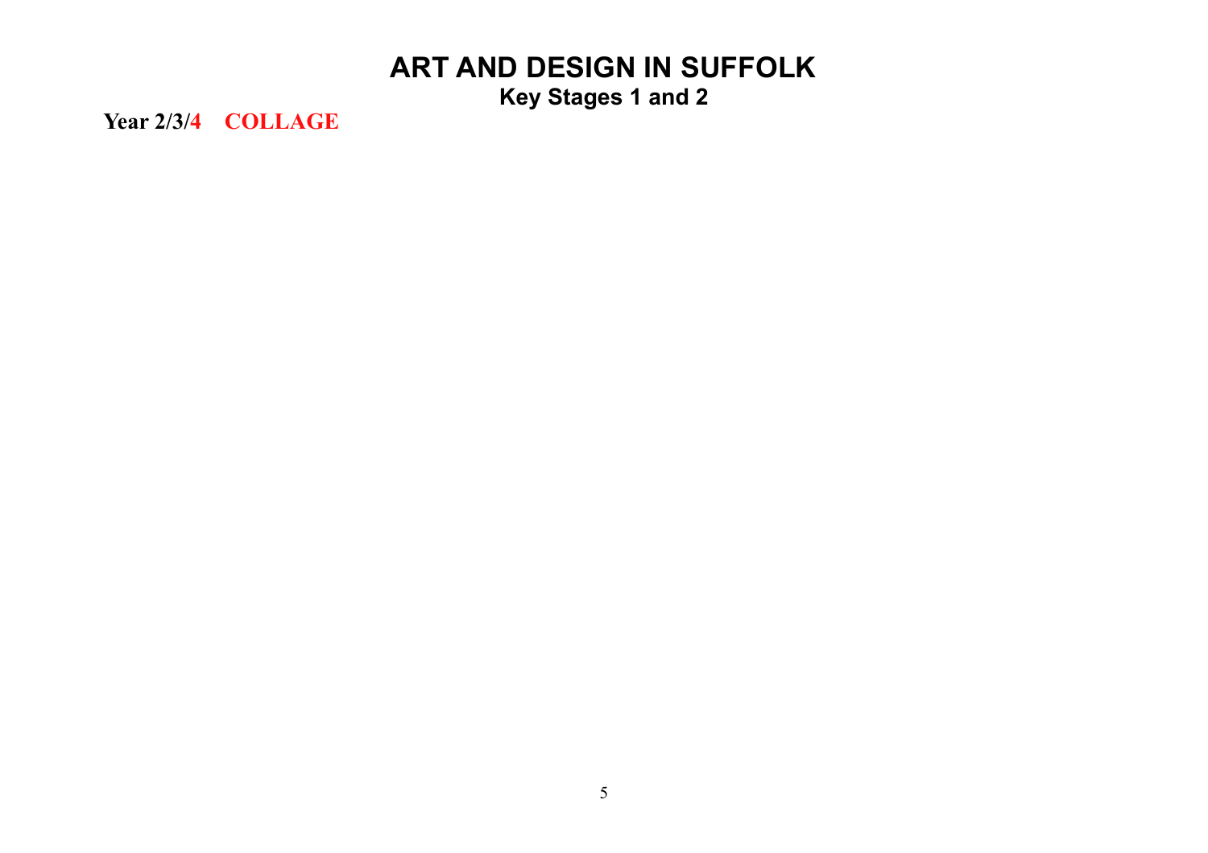# ART AND DESIGN IN SUFFOLK

## Key Stages 1 and 2

**Year 2/3/4 COLLAGE**